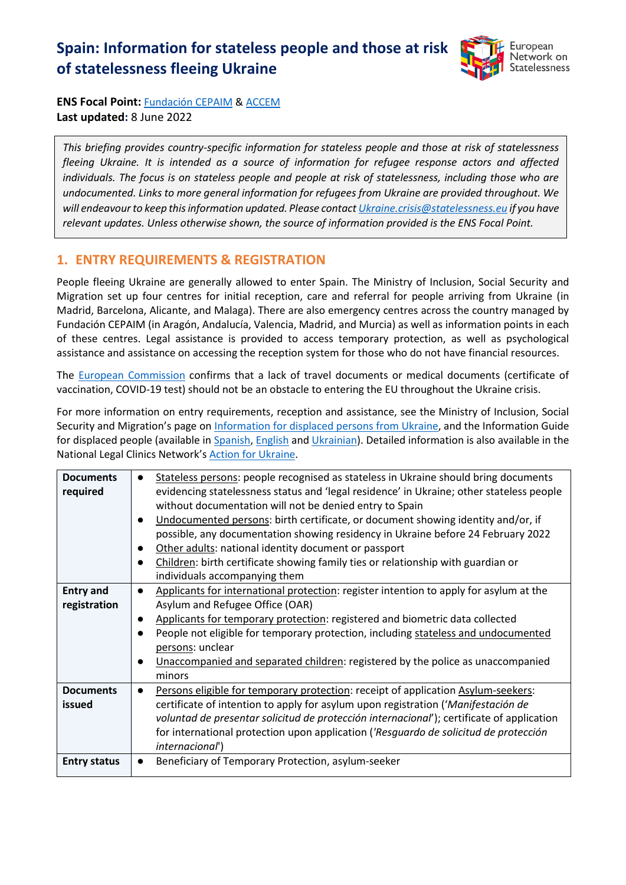# Spain: Information for stateless people and those at risk of statelessness fleeing Ukraine

**ENS Focal Point:** Fundación CEPAIM & ACCEM
**Last updated:** 8 June 2022

> *This briefing provides country-specific information for stateless people and those at risk of statelessness fleeing Ukraine. It is intended as a source of information for refugee response actors and affected individuals. The focus is on stateless people and people at risk of statelessness, including those who are undocumented. Links to more general information for refugees from Ukraine are provided throughout. We will endeavour to keep this information updated. Please contact Ukraine.crisis@statelessness.eu if you have relevant updates. Unless otherwise shown, the source of information provided is the ENS Focal Point.*

## 1. ENTRY REQUIREMENTS & REGISTRATION

People fleeing Ukraine are generally allowed to enter Spain. The Ministry of Inclusion, Social Security and Migration set up four centres for initial reception, care and referral for people arriving from Ukraine (in Madrid, Barcelona, Alicante, and Malaga). There are also emergency centres across the country managed by Fundación CEPAIM (in Aragón, Andalucía, Valencia, Madrid, and Murcia) as well as information points in each of these centres. Legal assistance is provided to access temporary protection, as well as psychological assistance and assistance on accessing the reception system for those who do not have financial resources.

The European Commission confirms that a lack of travel documents or medical documents (certificate of vaccination, COVID-19 test) should not be an obstacle to entering the EU throughout the Ukraine crisis.

For more information on entry requirements, reception and assistance, see the Ministry of Inclusion, Social Security and Migration's page on Information for displaced persons from Ukraine, and the Information Guide for displaced people (available in Spanish, English and Ukrainian). Detailed information is also available in the National Legal Clinics Network's Action for Ukraine.

| | |
|---|---|
| **Documents required** | • Stateless persons: people recognised as stateless in Ukraine should bring documents evidencing statelessness status and 'legal residence' in Ukraine; other stateless people without documentation will not be denied entry to Spain<br>• Undocumented persons: birth certificate, or document showing identity and/or, if possible, any documentation showing residency in Ukraine before 24 February 2022<br>• Other adults: national identity document or passport<br>• Children: birth certificate showing family ties or relationship with guardian or individuals accompanying them |
| **Entry and registration** | • Applicants for international protection: register intention to apply for asylum at the Asylum and Refugee Office (OAR)<br>• Applicants for temporary protection: registered and biometric data collected<br>• People not eligible for temporary protection, including stateless and undocumented persons: unclear<br>• Unaccompanied and separated children: registered by the police as unaccompanied minors |
| **Documents issued** | • Persons eligible for temporary protection: receipt of application Asylum-seekers: certificate of intention to apply for asylum upon registration ('*Manifestación de voluntad de presentar solicitud de protección internacional*'); certificate of application for international protection upon application ('*Resguardo de solicitud de protección internacional*') |
| **Entry status** | • Beneficiary of Temporary Protection, asylum-seeker |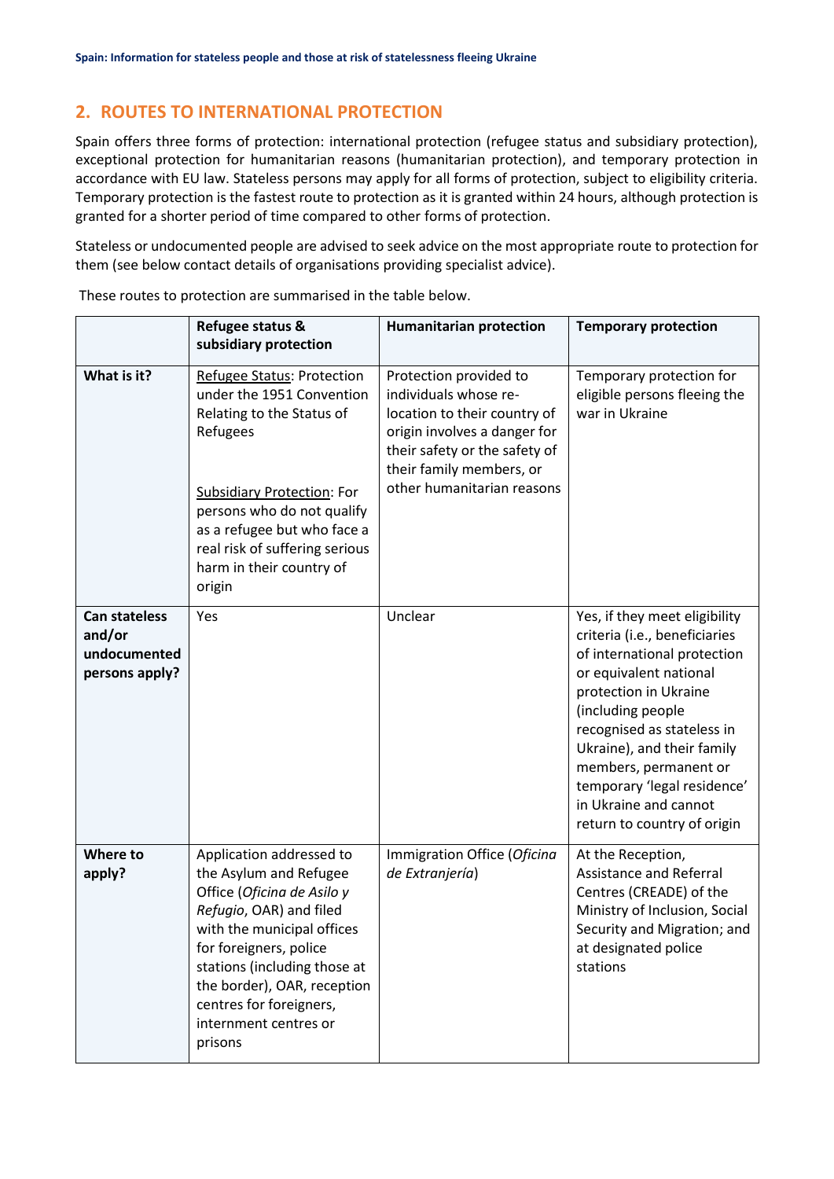## 2. ROUTES TO INTERNATIONAL PROTECTION

Spain offers three forms of protection: international protection (refugee status and subsidiary protection), exceptional protection for humanitarian reasons (humanitarian protection), and temporary protection in accordance with EU law. Stateless persons may apply for all forms of protection, subject to eligibility criteria. Temporary protection is the fastest route to protection as it is granted within 24 hours, although protection is granted for a shorter period of time compared to other forms of protection.

Stateless or undocumented people are advised to seek advice on the most appropriate route to protection for them (see below contact details of organisations providing specialist advice).

These routes to protection are summarised in the table below.

| | Refugee status & subsidiary protection | Humanitarian protection | Temporary protection |
|---|---|---|---|
| **What is it?** | <u>Refugee Status</u>: Protection under the 1951 Convention Relating to the Status of Refugees<br><br><u>Subsidiary Protection</u>: For persons who do not qualify as a refugee but who face a real risk of suffering serious harm in their country of origin | Protection provided to individuals whose re-location to their country of origin involves a danger for their safety or the safety of their family members, or other humanitarian reasons | Temporary protection for eligible persons fleeing the war in Ukraine |
| **Can stateless and/or undocumented persons apply?** | Yes | Unclear | Yes, if they meet eligibility criteria (i.e., beneficiaries of international protection or equivalent national protection in Ukraine (including people recognised as stateless in Ukraine), and their family members, permanent or temporary 'legal residence' in Ukraine and cannot return to country of origin |
| **Where to apply?** | Application addressed to the Asylum and Refugee Office (*Oficina de Asilo y Refugio*, OAR) and filed with the municipal offices for foreigners, police stations (including those at the border), OAR, reception centres for foreigners, internment centres or prisons | Immigration Office (*Oficina de Extranjería*) | At the Reception, Assistance and Referral Centres (CREADE) of the Ministry of Inclusion, Social Security and Migration; and at designated police stations |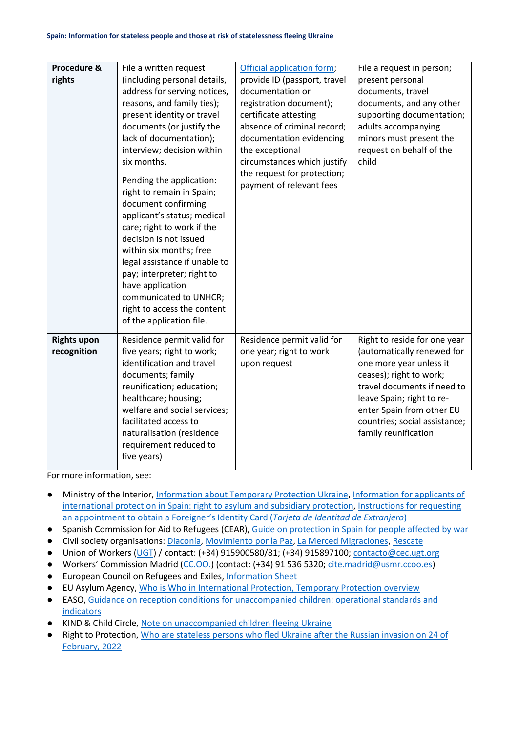| **Procedure & rights** | File a written request (including personal details, address for serving notices, reasons, and family ties); present identity or travel documents (or justify the lack of documentation); interview; decision within six months. <br><br> Pending the application: right to remain in Spain; document confirming applicant's status; medical care; right to work if the decision is not issued within six months; free legal assistance if unable to pay; interpreter; right to have application communicated to UNHCR; right to access the content of the application file. | Official application form; provide ID (passport, travel documentation or registration document); certificate attesting absence of criminal record; documentation evidencing the exceptional circumstances which justify the request for protection; payment of relevant fees | File a request in person; present personal documents, travel documents, and any other supporting documentation; adults accompanying minors must present the request on behalf of the child |
|---|---|---|---|
| **Rights upon recognition** | Residence permit valid for five years; right to work; identification and travel documents; family reunification; education; healthcare; housing; welfare and social services; facilitated access to naturalisation (residence requirement reduced to five years) | Residence permit valid for one year; right to work upon request | Right to reside for one year (automatically renewed for one more year unless it ceases); right to work; travel documents if need to leave Spain; right to re-enter Spain from other EU countries; social assistance; family reunification |

For more information, see:

- Ministry of the Interior, Information about Temporary Protection Ukraine, Information for applicants of international protection in Spain: right to asylum and subsidiary protection, Instructions for requesting an appointment to obtain a Foreigner's Identity Card (*Tarjeta de Identidad de Extranjero*)
- Spanish Commission for Aid to Refugees (CEAR), Guide on protection in Spain for people affected by war
- Civil society organisations: Diaconía, Movimiento por la Paz, La Merced Migraciones, Rescate
- Union of Workers (UGT) / contact: (+34) 915900580/81; (+34) 915897100; contacto@cec.ugt.org
- Workers' Commission Madrid (CC.OO.) (contact: (+34) 91 536 5320; cite.madrid@usmr.ccoo.es)
- European Council on Refugees and Exiles, Information Sheet
- EU Asylum Agency, Who is Who in International Protection, Temporary Protection overview
- EASO, Guidance on reception conditions for unaccompanied children: operational standards and indicators
- KIND & Child Circle, Note on unaccompanied children fleeing Ukraine
- Right to Protection, Who are stateless persons who fled Ukraine after the Russian invasion on 24 of February, 2022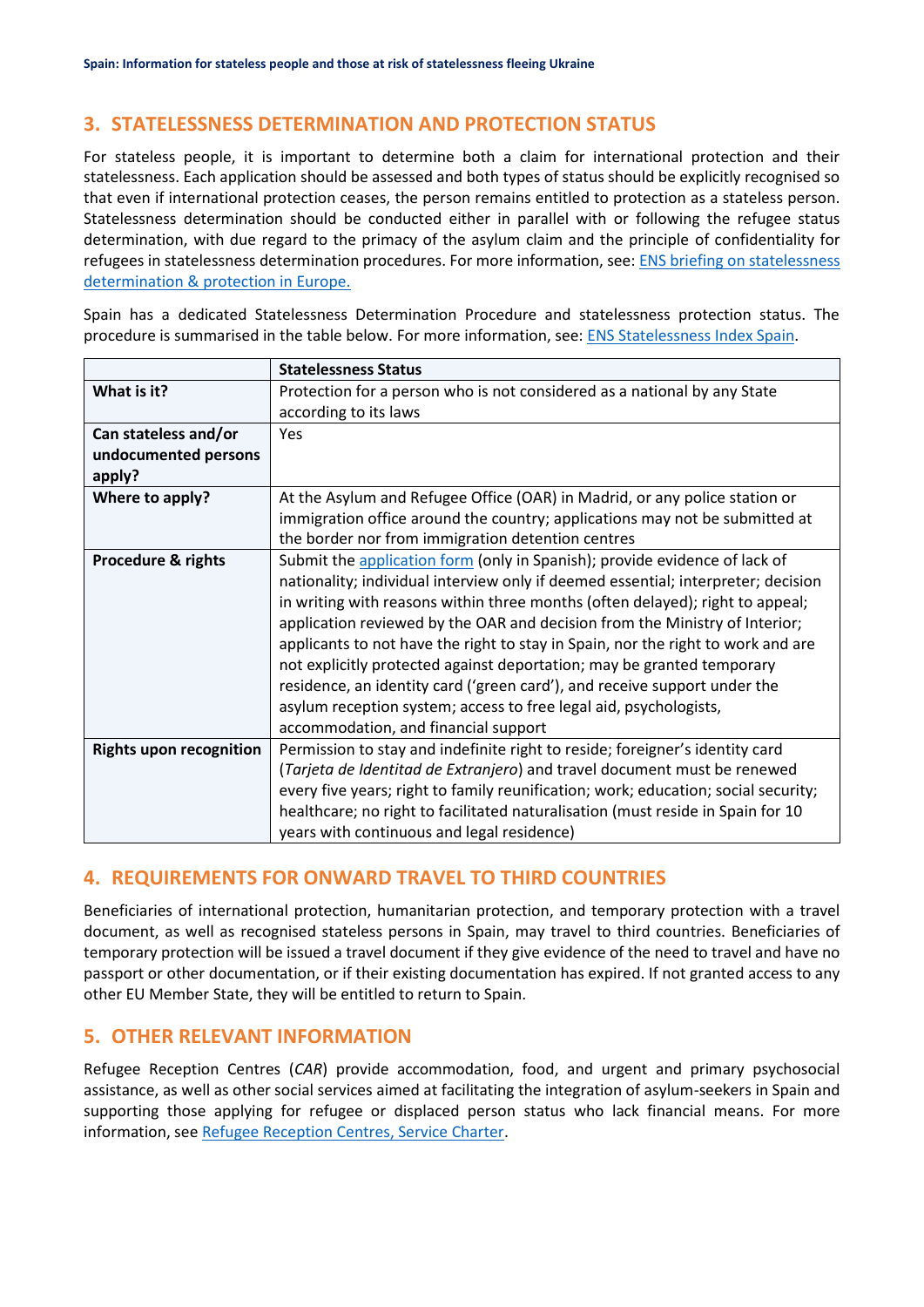## 3. STATELESSNESS DETERMINATION AND PROTECTION STATUS

For stateless people, it is important to determine both a claim for international protection and their statelessness. Each application should be assessed and both types of status should be explicitly recognised so that even if international protection ceases, the person remains entitled to protection as a stateless person. Statelessness determination should be conducted either in parallel with or following the refugee status determination, with due regard to the primacy of the asylum claim and the principle of confidentiality for refugees in statelessness determination procedures. For more information, see: [ENS briefing on statelessness determination & protection in Europe.](#)

Spain has a dedicated Statelessness Determination Procedure and statelessness protection status. The procedure is summarised in the table below. For more information, see: [ENS Statelessness Index Spain](#).

| | **Statelessness Status** |
|---|---|
| **What is it?** | Protection for a person who is not considered as a national by any State according to its laws |
| **Can stateless and/or undocumented persons apply?** | Yes |
| **Where to apply?** | At the Asylum and Refugee Office (OAR) in Madrid, or any police station or immigration office around the country; applications may not be submitted at the border nor from immigration detention centres |
| **Procedure & rights** | Submit the [application form](#) (only in Spanish); provide evidence of lack of nationality; individual interview only if deemed essential; interpreter; decision in writing with reasons within three months (often delayed); right to appeal; application reviewed by the OAR and decision from the Ministry of Interior; applicants to not have the right to stay in Spain, nor the right to work and are not explicitly protected against deportation; may be granted temporary residence, an identity card ('green card'), and receive support under the asylum reception system; access to free legal aid, psychologists, accommodation, and financial support |
| **Rights upon recognition** | Permission to stay and indefinite right to reside; foreigner's identity card (*Tarjeta de Identitad de Extranjero*) and travel document must be renewed every five years; right to family reunification; work; education; social security; healthcare; no right to facilitated naturalisation (must reside in Spain for 10 years with continuous and legal residence) |

## 4. REQUIREMENTS FOR ONWARD TRAVEL TO THIRD COUNTRIES

Beneficiaries of international protection, humanitarian protection, and temporary protection with a travel document, as well as recognised stateless persons in Spain, may travel to third countries. Beneficiaries of temporary protection will be issued a travel document if they give evidence of the need to travel and have no passport or other documentation, or if their existing documentation has expired. If not granted access to any other EU Member State, they will be entitled to return to Spain.

## 5. OTHER RELEVANT INFORMATION

Refugee Reception Centres (*CAR*) provide accommodation, food, and urgent and primary psychosocial assistance, as well as other social services aimed at facilitating the integration of asylum-seekers in Spain and supporting those applying for refugee or displaced person status who lack financial means. For more information, see [Refugee Reception Centres, Service Charter](#).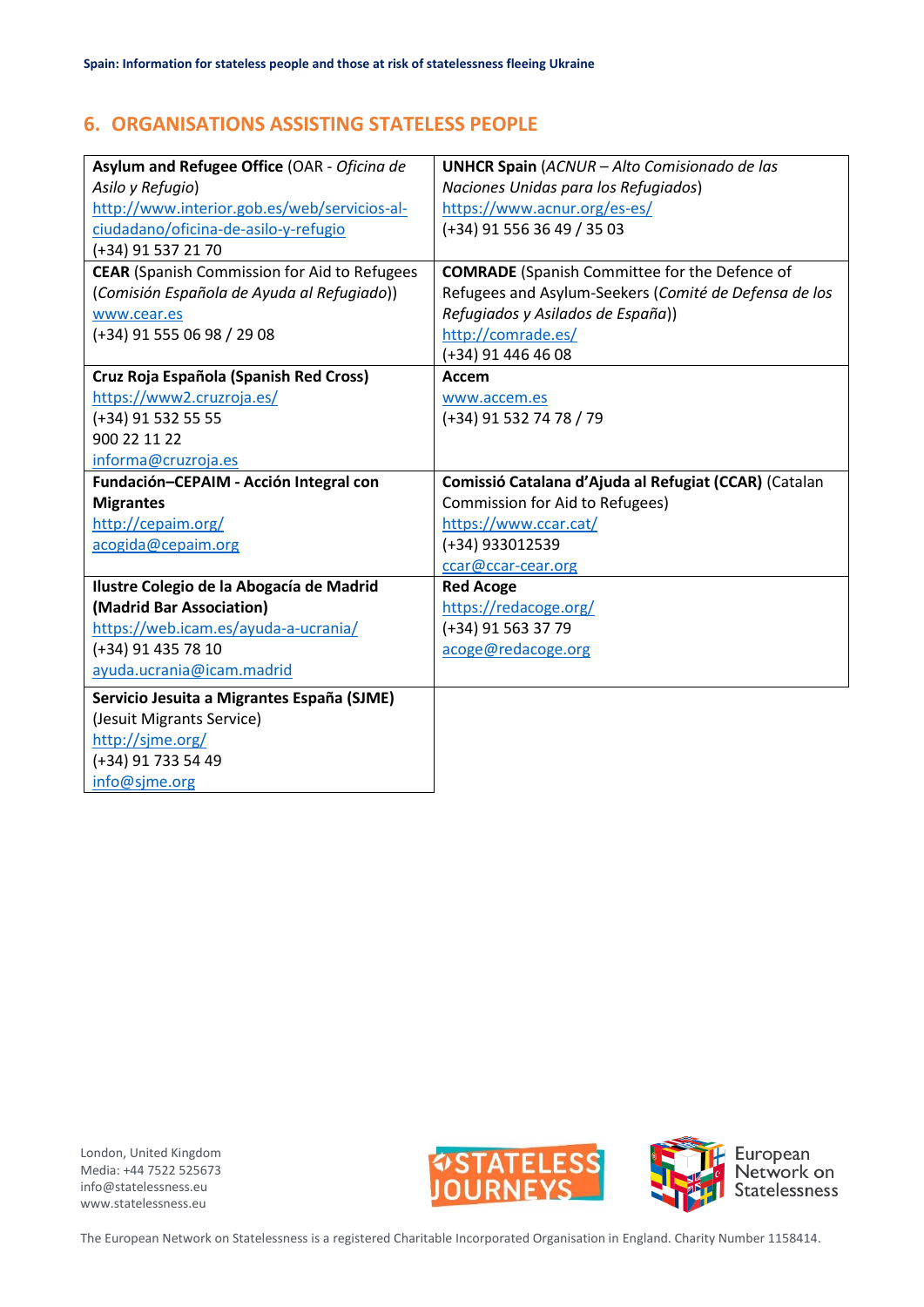## 6. ORGANISATIONS ASSISTING STATELESS PEOPLE

| | |
|---|---|
| **Asylum and Refugee Office** (OAR - *Oficina de Asilo y Refugio*)<br>http://www.interior.gob.es/web/servicios-al-ciudadano/oficina-de-asilo-y-refugio<br>(+34) 91 537 21 70 | **UNHCR Spain** (*ACNUR – Alto Comisionado de las Naciones Unidas para los Refugiados*)<br>https://www.acnur.org/es-es/<br>(+34) 91 556 36 49 / 35 03 |
| **CEAR** (Spanish Commission for Aid to Refugees (*Comisión Española de Ayuda al Refugiado*))<br>www.cear.es<br>(+34) 91 555 06 98 / 29 08 | **COMRADE** (Spanish Committee for the Defence of Refugees and Asylum-Seekers (*Comité de Defensa de los Refugiados y Asilados de España*))<br>http://comrade.es/<br>(+34) 91 446 46 08 |
| **Cruz Roja Española (Spanish Red Cross)**<br>https://www2.cruzroja.es/<br>(+34) 91 532 55 55<br>900 22 11 22<br>informa@cruzroja.es | **Accem**<br>www.accem.es<br>(+34) 91 532 74 78 / 79 |
| **Fundación–CEPAIM - Acción Integral con Migrantes**<br>http://cepaim.org/<br>acogida@cepaim.org | **Comissió Catalana d'Ajuda al Refugiat (CCAR)** (Catalan Commission for Aid to Refugees)<br>https://www.ccar.cat/<br>(+34) 933012539<br>ccar@ccar-cear.org |
| **Ilustre Colegio de la Abogacía de Madrid (Madrid Bar Association)**<br>https://web.icam.es/ayuda-a-ucrania/<br>(+34) 91 435 78 10<br>ayuda.ucrania@icam.madrid | **Red Acoge**<br>https://redacoge.org/<br>(+34) 91 563 37 79<br>acoge@redacoge.org |
| **Servicio Jesuita a Migrantes España (SJME)** (Jesuit Migrants Service)<br>http://sjme.org/<br>(+34) 91 733 54 49<br>info@sjme.org | |